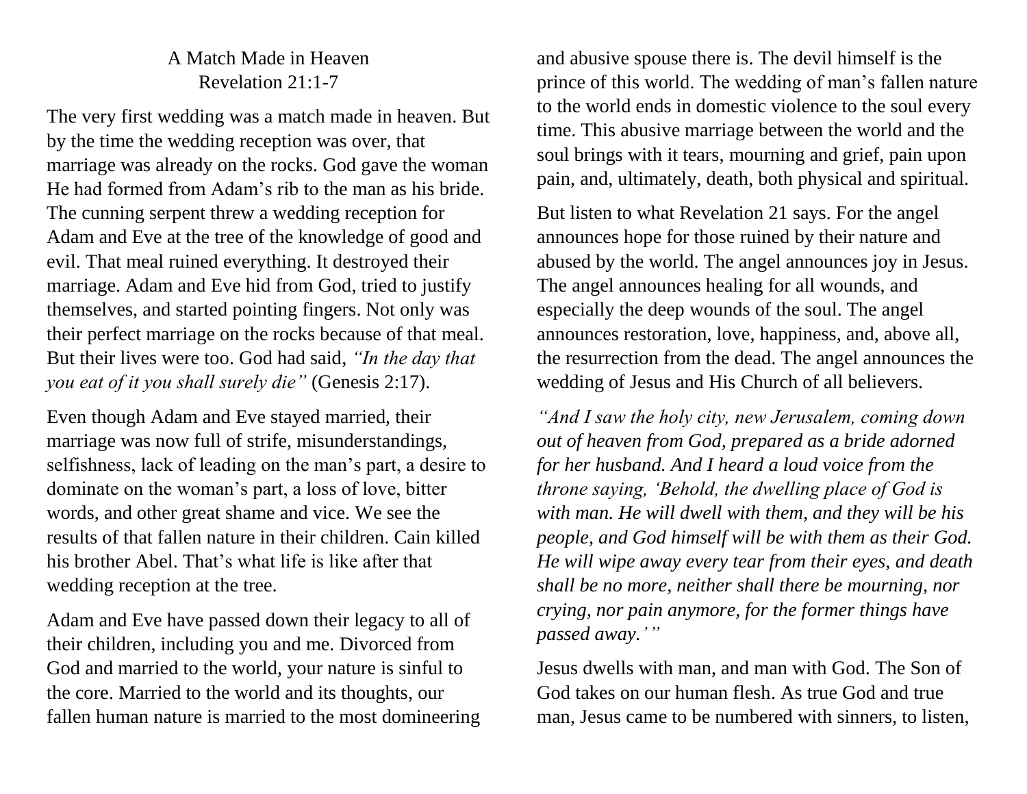# A Match Made in Heaven
## Revelation 21:1-7

The very first wedding was a match made in heaven. But by the time the wedding reception was over, that marriage was already on the rocks. God gave the woman He had formed from Adam's rib to the man as his bride. The cunning serpent threw a wedding reception for Adam and Eve at the tree of the knowledge of good and evil. That meal ruined everything. It destroyed their marriage. Adam and Eve hid from God, tried to justify themselves, and started pointing fingers. Not only was their perfect marriage on the rocks because of that meal. But their lives were too. God had said, *"In the day that you eat of it you shall surely die"* (Genesis 2:17).

Even though Adam and Eve stayed married, their marriage was now full of strife, misunderstandings, selfishness, lack of leading on the man's part, a desire to dominate on the woman's part, a loss of love, bitter words, and other great shame and vice. We see the results of that fallen nature in their children. Cain killed his brother Abel. That's what life is like after that wedding reception at the tree.

Adam and Eve have passed down their legacy to all of their children, including you and me. Divorced from God and married to the world, your nature is sinful to the core. Married to the world and its thoughts, our fallen human nature is married to the most domineering and abusive spouse there is. The devil himself is the prince of this world. The wedding of man's fallen nature to the world ends in domestic violence to the soul every time. This abusive marriage between the world and the soul brings with it tears, mourning and grief, pain upon pain, and, ultimately, death, both physical and spiritual.

But listen to what Revelation 21 says. For the angel announces hope for those ruined by their nature and abused by the world. The angel announces joy in Jesus. The angel announces healing for all wounds, and especially the deep wounds of the soul. The angel announces restoration, love, happiness, and, above all, the resurrection from the dead. The angel announces the wedding of Jesus and His Church of all believers.

*"And I saw the holy city, new Jerusalem, coming down out of heaven from God, prepared as a bride adorned for her husband. And I heard a loud voice from the throne saying, 'Behold, the dwelling place of God is with man. He will dwell with them, and they will be his people, and God himself will be with them as their God. He will wipe away every tear from their eyes, and death shall be no more, neither shall there be mourning, nor crying, nor pain anymore, for the former things have passed away.'"*

Jesus dwells with man, and man with God. The Son of God takes on our human flesh. As true God and true man, Jesus came to be numbered with sinners, to listen,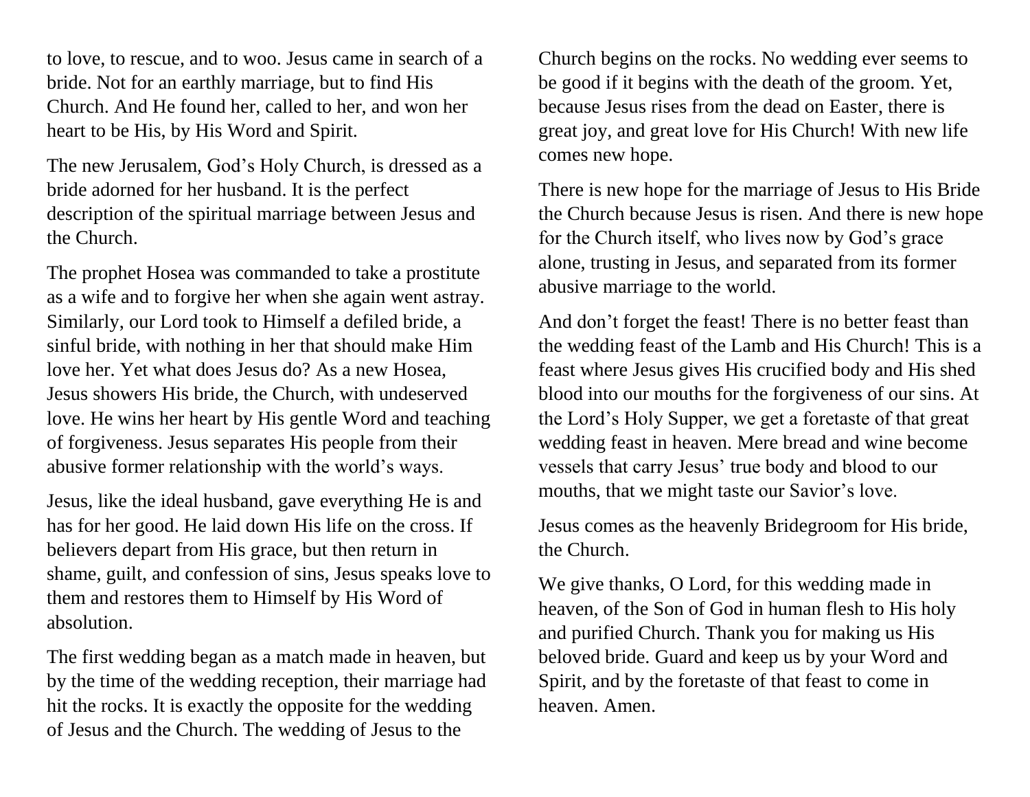to love, to rescue, and to woo. Jesus came in search of a bride. Not for an earthly marriage, but to find His Church. And He found her, called to her, and won her heart to be His, by His Word and Spirit.

The new Jerusalem, God's Holy Church, is dressed as a bride adorned for her husband. It is the perfect description of the spiritual marriage between Jesus and the Church.

The prophet Hosea was commanded to take a prostitute as a wife and to forgive her when she again went astray. Similarly, our Lord took to Himself a defiled bride, a sinful bride, with nothing in her that should make Him love her. Yet what does Jesus do? As a new Hosea, Jesus showers His bride, the Church, with undeserved love. He wins her heart by His gentle Word and teaching of forgiveness. Jesus separates His people from their abusive former relationship with the world's ways.

Jesus, like the ideal husband, gave everything He is and has for her good. He laid down His life on the cross. If believers depart from His grace, but then return in shame, guilt, and confession of sins, Jesus speaks love to them and restores them to Himself by His Word of absolution.

The first wedding began as a match made in heaven, but by the time of the wedding reception, their marriage had hit the rocks. It is exactly the opposite for the wedding of Jesus and the Church. The wedding of Jesus to the Church begins on the rocks. No wedding ever seems to be good if it begins with the death of the groom. Yet, because Jesus rises from the dead on Easter, there is great joy, and great love for His Church! With new life comes new hope.

There is new hope for the marriage of Jesus to His Bride the Church because Jesus is risen. And there is new hope for the Church itself, who lives now by God's grace alone, trusting in Jesus, and separated from its former abusive marriage to the world.

And don't forget the feast! There is no better feast than the wedding feast of the Lamb and His Church! This is a feast where Jesus gives His crucified body and His shed blood into our mouths for the forgiveness of our sins. At the Lord's Holy Supper, we get a foretaste of that great wedding feast in heaven. Mere bread and wine become vessels that carry Jesus' true body and blood to our mouths, that we might taste our Savior's love.

Jesus comes as the heavenly Bridegroom for His bride, the Church.

We give thanks, O Lord, for this wedding made in heaven, of the Son of God in human flesh to His holy and purified Church. Thank you for making us His beloved bride. Guard and keep us by your Word and Spirit, and by the foretaste of that feast to come in heaven. Amen.